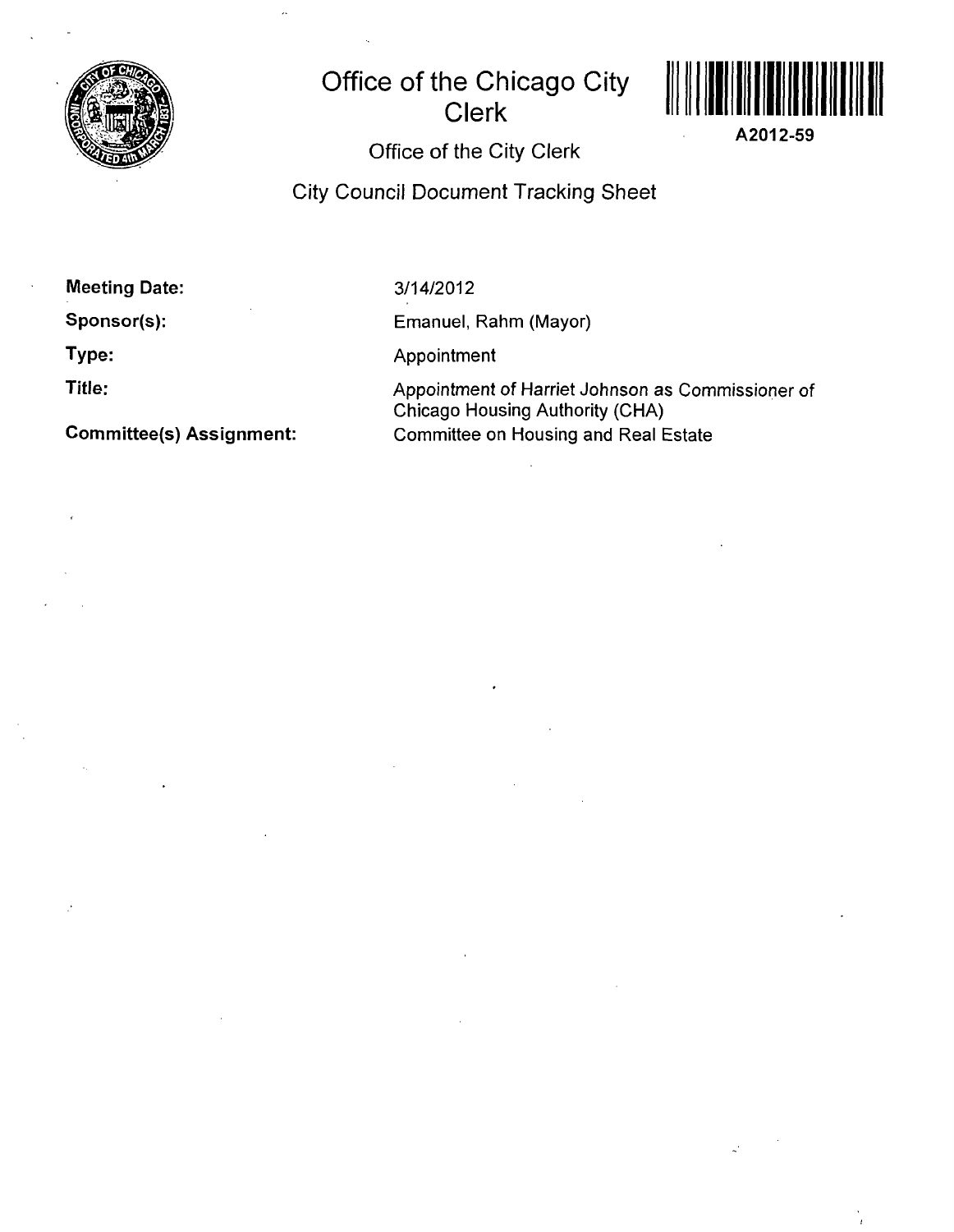# Office of the Chicago City Clerk

A2012-59

## Office of the City Clerk

## City Council Document Tracking Sheet

**Meeting Date:** 3/14/2012

**Sponsor(s):** Emanuel, Rahm (Mayor)

**Type:** Appointment

**Title:** Appointment of Harriet Johnson as Commissioner of Chicago Housing Authority (CHA)

**Committee(s) Assignment:** Committee on Housing and Real Estate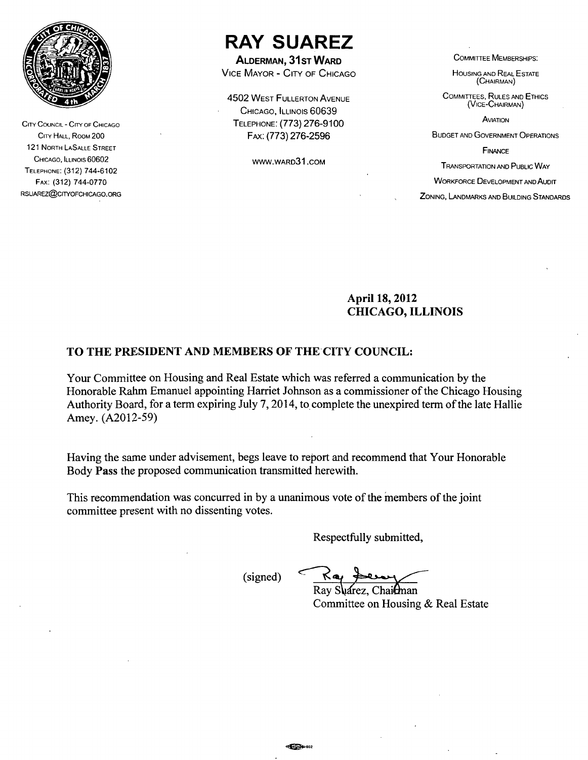City Council - City of Chicago
City Hall, Room 200
121 North LaSalle Street
Chicago, Illinois 60602
Telephone: (312) 744-6102
Fax: (312) 744-0770
RSUAREZ@CITYOFCHICAGO.ORG

# RAY SUAREZ

**Alderman, 31st Ward**
Vice Mayor - City of Chicago

4502 West Fullerton Avenue
Chicago, Illinois 60639
Telephone: (773) 276-9100
Fax: (773) 276-2596

www.ward31.com

Committee Memberships:

Housing and Real Estate
(Chairman)

Committees, Rules and Ethics
(Vice-Chairman)

Aviation

Budget and Government Operations

Finance

Transportation and Public Way

Workforce Development and Audit

Zoning, Landmarks and Building Standards

**April 18, 2012**
**CHICAGO, ILLINOIS**

**TO THE PRESIDENT AND MEMBERS OF THE CITY COUNCIL:**

Your Committee on Housing and Real Estate which was referred a communication by the Honorable Rahm Emanuel appointing Harriet Johnson as a commissioner of the Chicago Housing Authority Board, for a term expiring July 7, 2014, to complete the unexpired term of the late Hallie Amey. (A2012-59)

Having the same under advisement, begs leave to report and recommend that Your Honorable Body **Pass** the proposed communication transmitted herewith.

This recommendation was concurred in by a unanimous vote of the members of the joint committee present with no dissenting votes.

Respectfully submitted,

(signed) Ray Suarez

Ray Suárez, Chairman
Committee on Housing & Real Estate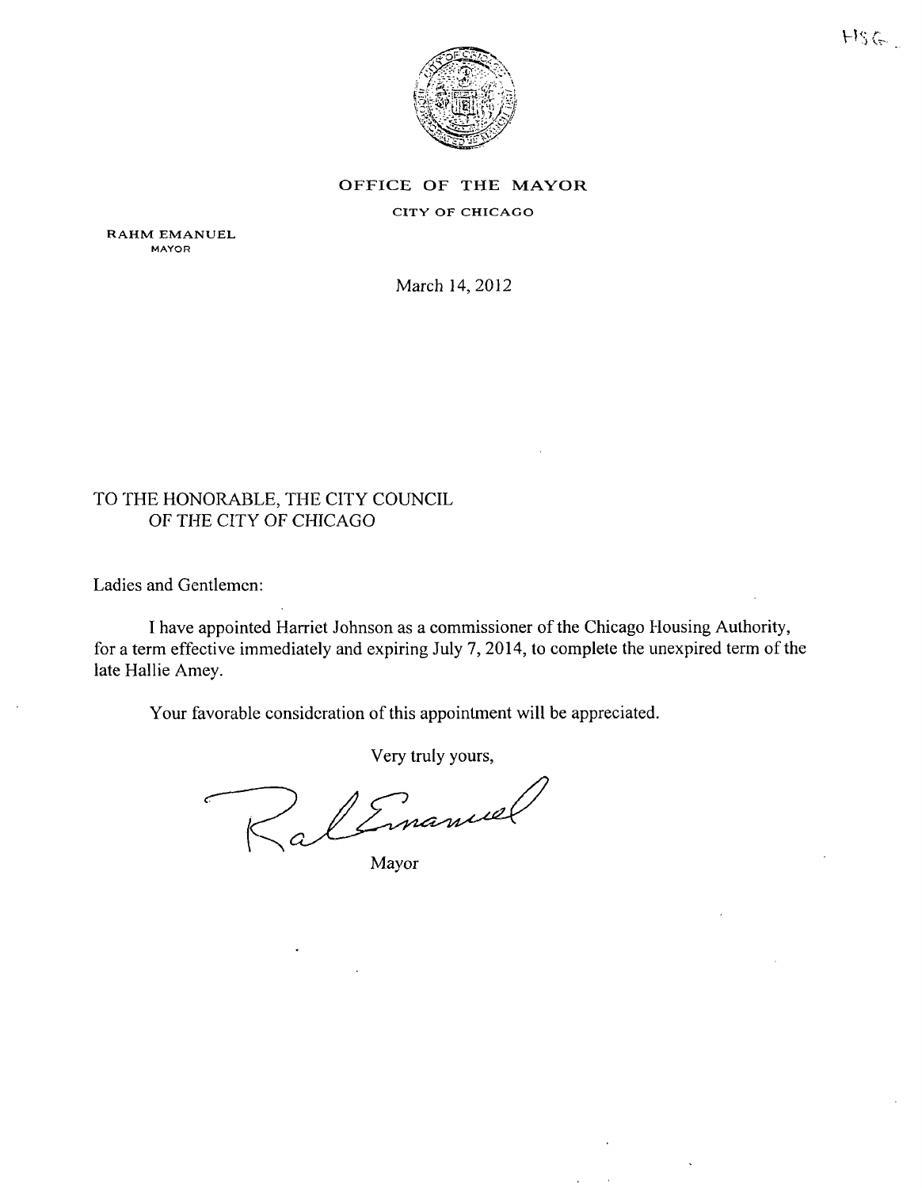OFFICE OF THE MAYOR

CITY OF CHICAGO

RAHM EMANUEL
MAYOR

March 14, 2012

TO THE HONORABLE, THE CITY COUNCIL
OF THE CITY OF CHICAGO

Ladies and Gentlemen:

I have appointed Harriet Johnson as a commissioner of the Chicago Housing Authority, for a term effective immediately and expiring July 7, 2014, to complete the unexpired term of the late Hallie Amey.

Your favorable consideration of this appointment will be appreciated.

Very truly yours,

Mayor